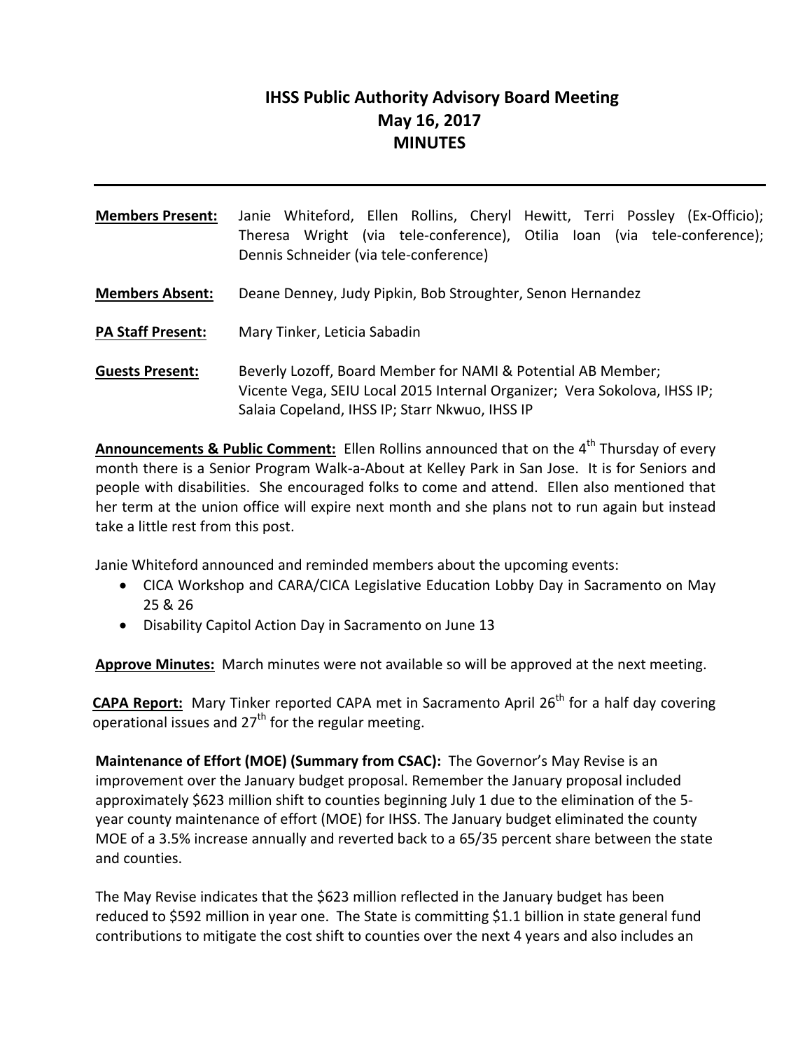# IHSS Public Authority Advisory Board Meeting
## May 16, 2017
## MINUTES

---

**Members Present:** Janie Whiteford, Ellen Rollins, Cheryl Hewitt, Terri Possley (Ex-Officio); Theresa Wright (via tele-conference), Otilia Ioan (via tele-conference); Dennis Schneider (via tele-conference)

**Members Absent:** Deane Denney, Judy Pipkin, Bob Stroughter, Senon Hernandez

**PA Staff Present:** Mary Tinker, Leticia Sabadin

**Guests Present:** Beverly Lozoff, Board Member for NAMI & Potential AB Member; Vicente Vega, SEIU Local 2015 Internal Organizer; Vera Sokolova, IHSS IP; Salaia Copeland, IHSS IP; Starr Nkwuo, IHSS IP

**Announcements & Public Comment:** Ellen Rollins announced that on the 4th Thursday of every month there is a Senior Program Walk-a-About at Kelley Park in San Jose. It is for Seniors and people with disabilities. She encouraged folks to come and attend. Ellen also mentioned that her term at the union office will expire next month and she plans not to run again but instead take a little rest from this post.

Janie Whiteford announced and reminded members about the upcoming events:

- CICA Workshop and CARA/CICA Legislative Education Lobby Day in Sacramento on May 25 & 26
- Disability Capitol Action Day in Sacramento on June 13

**Approve Minutes:** March minutes were not available so will be approved at the next meeting.

**CAPA Report:** Mary Tinker reported CAPA met in Sacramento April 26th for a half day covering operational issues and 27th for the regular meeting.

**Maintenance of Effort (MOE) (Summary from CSAC):** The Governor's May Revise is an improvement over the January budget proposal. Remember the January proposal included approximately $623 million shift to counties beginning July 1 due to the elimination of the 5-year county maintenance of effort (MOE) for IHSS. The January budget eliminated the county MOE of a 3.5% increase annually and reverted back to a 65/35 percent share between the state and counties.

The May Revise indicates that the $623 million reflected in the January budget has been reduced to $592 million in year one. The State is committing $1.1 billion in state general fund contributions to mitigate the cost shift to counties over the next 4 years and also includes an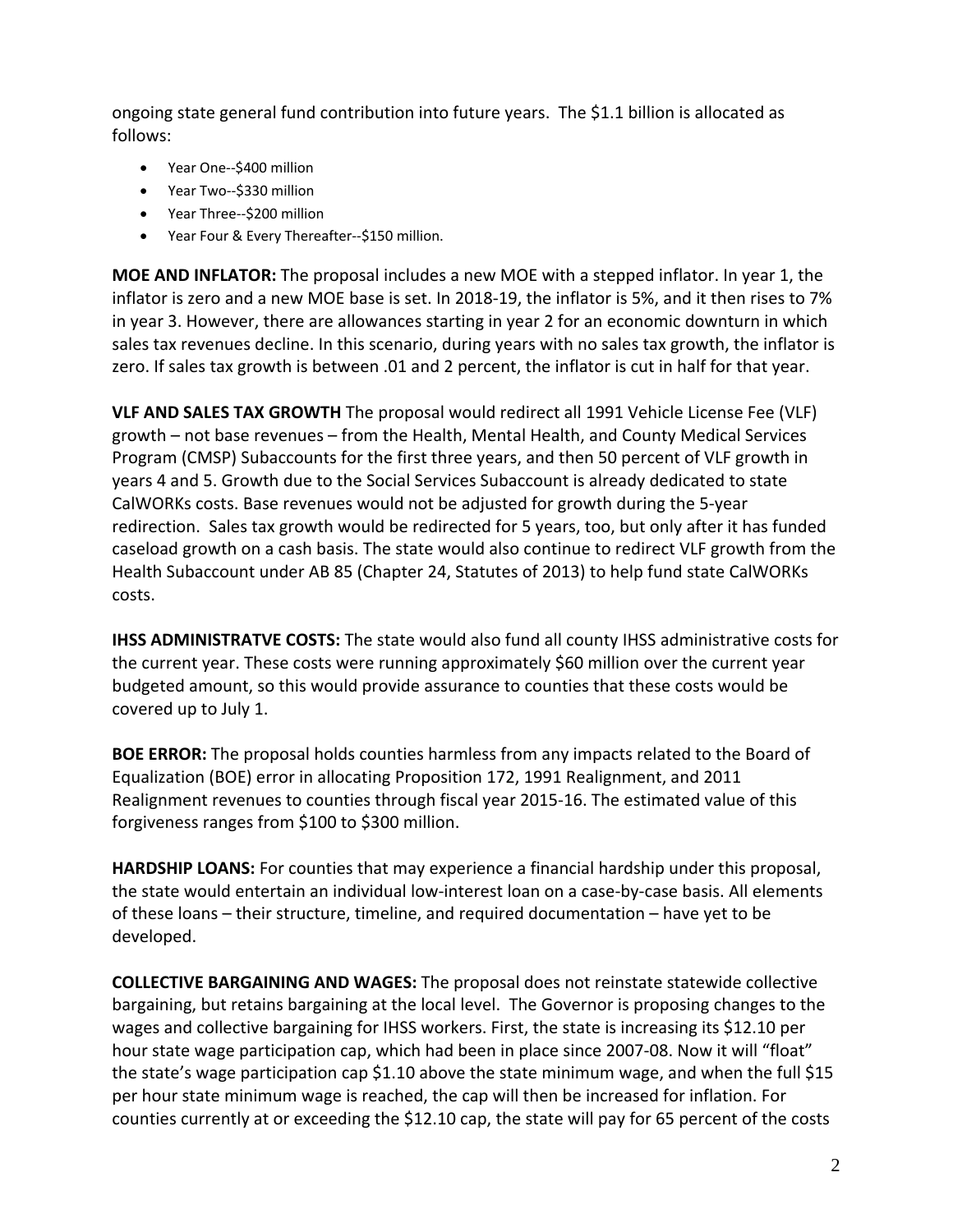ongoing state general fund contribution into future years. The $1.1 billion is allocated as follows:

- Year One--$400 million
- Year Two--$330 million
- Year Three--$200 million
- Year Four & Every Thereafter--$150 million.

**MOE AND INFLATOR:** The proposal includes a new MOE with a stepped inflator. In year 1, the inflator is zero and a new MOE base is set. In 2018-19, the inflator is 5%, and it then rises to 7% in year 3. However, there are allowances starting in year 2 for an economic downturn in which sales tax revenues decline. In this scenario, during years with no sales tax growth, the inflator is zero. If sales tax growth is between .01 and 2 percent, the inflator is cut in half for that year.

**VLF AND SALES TAX GROWTH** The proposal would redirect all 1991 Vehicle License Fee (VLF) growth – not base revenues – from the Health, Mental Health, and County Medical Services Program (CMSP) Subaccounts for the first three years, and then 50 percent of VLF growth in years 4 and 5. Growth due to the Social Services Subaccount is already dedicated to state CalWORKs costs. Base revenues would not be adjusted for growth during the 5-year redirection. Sales tax growth would be redirected for 5 years, too, but only after it has funded caseload growth on a cash basis. The state would also continue to redirect VLF growth from the Health Subaccount under AB 85 (Chapter 24, Statutes of 2013) to help fund state CalWORKs costs.

**IHSS ADMINISTRATVE COSTS:** The state would also fund all county IHSS administrative costs for the current year. These costs were running approximately $60 million over the current year budgeted amount, so this would provide assurance to counties that these costs would be covered up to July 1.

**BOE ERROR:** The proposal holds counties harmless from any impacts related to the Board of Equalization (BOE) error in allocating Proposition 172, 1991 Realignment, and 2011 Realignment revenues to counties through fiscal year 2015-16. The estimated value of this forgiveness ranges from $100 to $300 million.

**HARDSHIP LOANS:** For counties that may experience a financial hardship under this proposal, the state would entertain an individual low-interest loan on a case-by-case basis. All elements of these loans – their structure, timeline, and required documentation – have yet to be developed.

**COLLECTIVE BARGAINING AND WAGES:** The proposal does not reinstate statewide collective bargaining, but retains bargaining at the local level. The Governor is proposing changes to the wages and collective bargaining for IHSS workers. First, the state is increasing its $12.10 per hour state wage participation cap, which had been in place since 2007-08. Now it will "float" the state's wage participation cap $1.10 above the state minimum wage, and when the full $15 per hour state minimum wage is reached, the cap will then be increased for inflation. For counties currently at or exceeding the $12.10 cap, the state will pay for 65 percent of the costs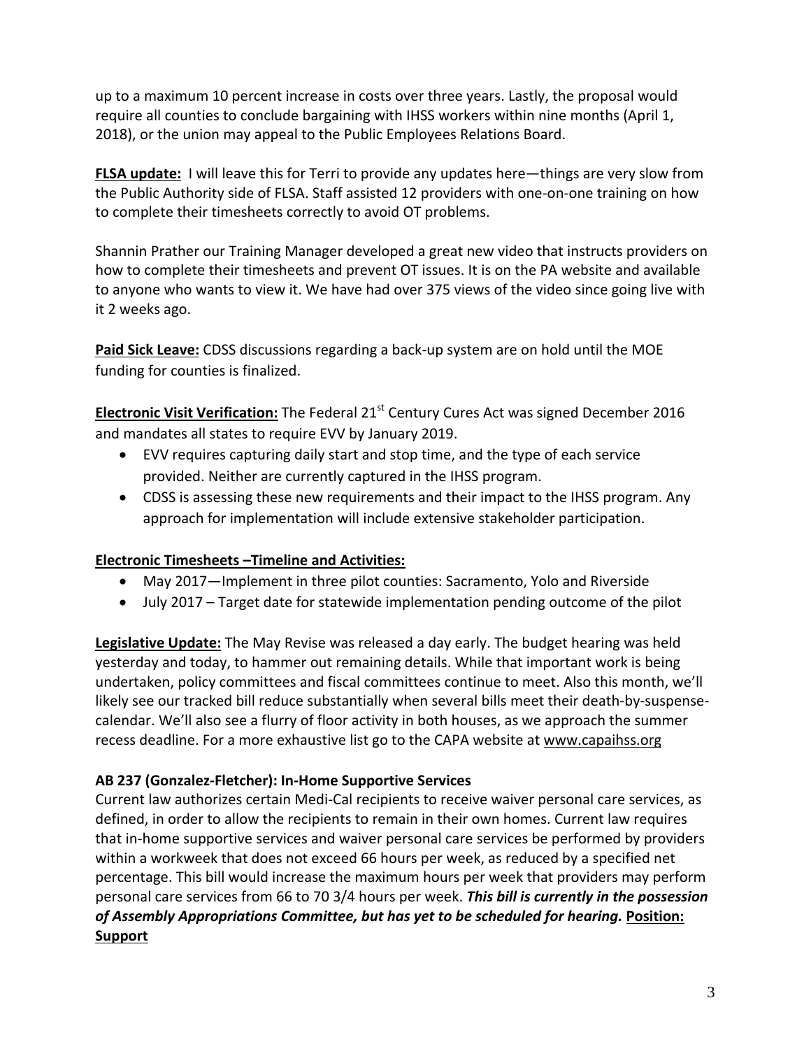up to a maximum 10 percent increase in costs over three years. Lastly, the proposal would require all counties to conclude bargaining with IHSS workers within nine months (April 1, 2018), or the union may appeal to the Public Employees Relations Board.

**FLSA update:** I will leave this for Terri to provide any updates here—things are very slow from the Public Authority side of FLSA. Staff assisted 12 providers with one-on-one training on how to complete their timesheets correctly to avoid OT problems.

Shannin Prather our Training Manager developed a great new video that instructs providers on how to complete their timesheets and prevent OT issues. It is on the PA website and available to anyone who wants to view it. We have had over 375 views of the video since going live with it 2 weeks ago.

**Paid Sick Leave:** CDSS discussions regarding a back-up system are on hold until the MOE funding for counties is finalized.

**Electronic Visit Verification:** The Federal 21st Century Cures Act was signed December 2016 and mandates all states to require EVV by January 2019.

- EVV requires capturing daily start and stop time, and the type of each service provided. Neither are currently captured in the IHSS program.
- CDSS is assessing these new requirements and their impact to the IHSS program. Any approach for implementation will include extensive stakeholder participation.

**Electronic Timesheets –Timeline and Activities:**

- May 2017—Implement in three pilot counties: Sacramento, Yolo and Riverside
- July 2017 – Target date for statewide implementation pending outcome of the pilot

**Legislative Update:** The May Revise was released a day early. The budget hearing was held yesterday and today, to hammer out remaining details. While that important work is being undertaken, policy committees and fiscal committees continue to meet. Also this month, we'll likely see our tracked bill reduce substantially when several bills meet their death-by-suspense-calendar. We'll also see a flurry of floor activity in both houses, as we approach the summer recess deadline. For a more exhaustive list go to the CAPA website at www.capaihss.org

**AB 237 (Gonzalez-Fletcher): In-Home Supportive Services**

Current law authorizes certain Medi-Cal recipients to receive waiver personal care services, as defined, in order to allow the recipients to remain in their own homes. Current law requires that in-home supportive services and waiver personal care services be performed by providers within a workweek that does not exceed 66 hours per week, as reduced by a specified net percentage. This bill would increase the maximum hours per week that providers may perform personal care services from 66 to 70 3/4 hours per week. ***This bill is currently in the possession of Assembly Appropriations Committee, but has yet to be scheduled for hearing.*** **Position: Support**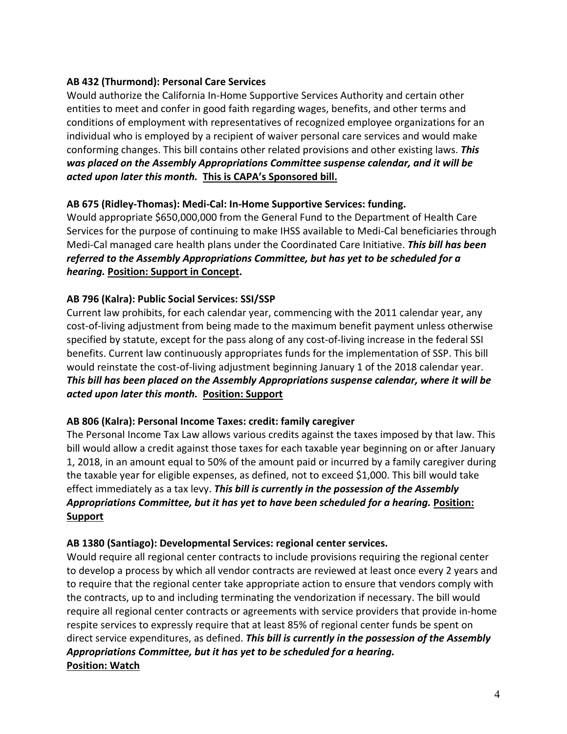**AB 432 (Thurmond): Personal Care Services**

Would authorize the California In-Home Supportive Services Authority and certain other entities to meet and confer in good faith regarding wages, benefits, and other terms and conditions of employment with representatives of recognized employee organizations for an individual who is employed by a recipient of waiver personal care services and would make conforming changes. This bill contains other related provisions and other existing laws. ***This was placed on the Assembly Appropriations Committee suspense calendar, and it will be acted upon later this month.*** **This is CAPA's Sponsored bill.**

**AB 675 (Ridley-Thomas): Medi-Cal: In-Home Supportive Services: funding.**

Would appropriate $650,000,000 from the General Fund to the Department of Health Care Services for the purpose of continuing to make IHSS available to Medi-Cal beneficiaries through Medi-Cal managed care health plans under the Coordinated Care Initiative. ***This bill has been referred to the Assembly Appropriations Committee, but has yet to be scheduled for a hearing.*** **Position: Support in Concept.**

**AB 796 (Kalra): Public Social Services: SSI/SSP**

Current law prohibits, for each calendar year, commencing with the 2011 calendar year, any cost-of-living adjustment from being made to the maximum benefit payment unless otherwise specified by statute, except for the pass along of any cost-of-living increase in the federal SSI benefits. Current law continuously appropriates funds for the implementation of SSP. This bill would reinstate the cost-of-living adjustment beginning January 1 of the 2018 calendar year. ***This bill has been placed on the Assembly Appropriations suspense calendar, where it will be acted upon later this month.*** **Position: Support**

**AB 806 (Kalra): Personal Income Taxes: credit: family caregiver**

The Personal Income Tax Law allows various credits against the taxes imposed by that law. This bill would allow a credit against those taxes for each taxable year beginning on or after January 1, 2018, in an amount equal to 50% of the amount paid or incurred by a family caregiver during the taxable year for eligible expenses, as defined, not to exceed $1,000. This bill would take effect immediately as a tax levy. ***This bill is currently in the possession of the Assembly Appropriations Committee, but it has yet to have been scheduled for a hearing.*** **Position: Support**

**AB 1380 (Santiago): Developmental Services: regional center services.**

Would require all regional center contracts to include provisions requiring the regional center to develop a process by which all vendor contracts are reviewed at least once every 2 years and to require that the regional center take appropriate action to ensure that vendors comply with the contracts, up to and including terminating the vendorization if necessary. The bill would require all regional center contracts or agreements with service providers that provide in-home respite services to expressly require that at least 85% of regional center funds be spent on direct service expenditures, as defined. ***This bill is currently in the possession of the Assembly Appropriations Committee, but it has yet to be scheduled for a hearing.***
**Position: Watch**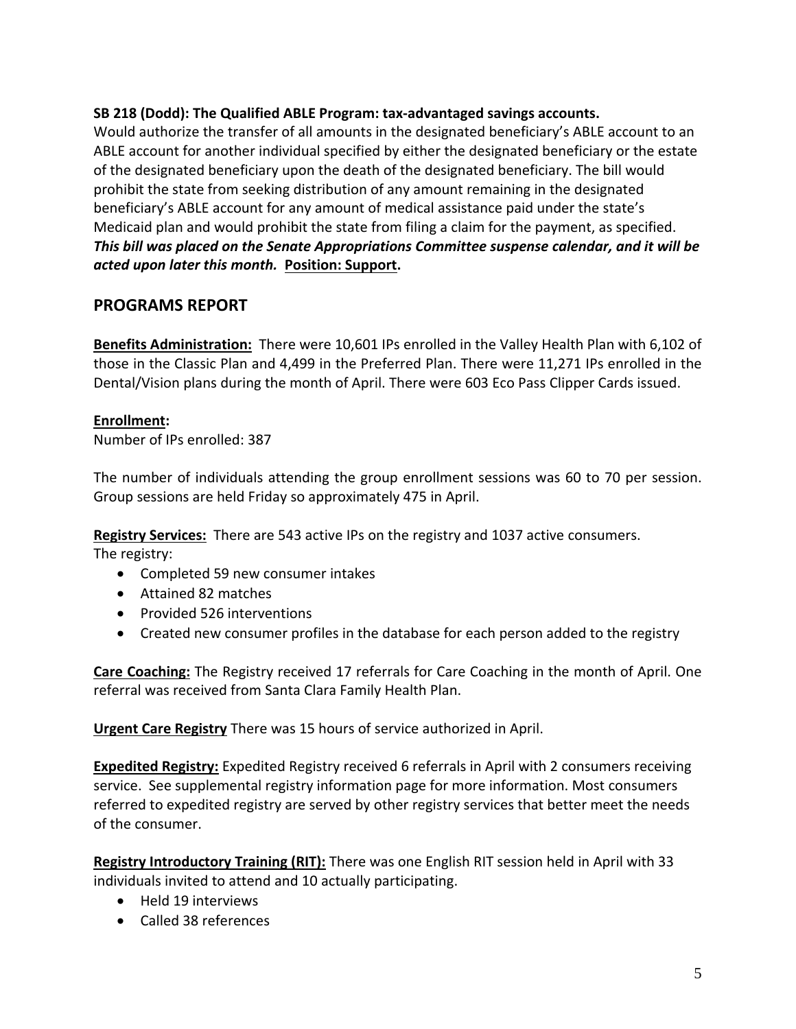**SB 218 (Dodd): The Qualified ABLE Program: tax-advantaged savings accounts.**
Would authorize the transfer of all amounts in the designated beneficiary's ABLE account to an ABLE account for another individual specified by either the designated beneficiary or the estate of the designated beneficiary upon the death of the designated beneficiary. The bill would prohibit the state from seeking distribution of any amount remaining in the designated beneficiary's ABLE account for any amount of medical assistance paid under the state's Medicaid plan and would prohibit the state from filing a claim for the payment, as specified. ***This bill was placed on the Senate Appropriations Committee suspense calendar, and it will be acted upon later this month.*** **Position: Support.**

## PROGRAMS REPORT

**Benefits Administration:** There were 10,601 IPs enrolled in the Valley Health Plan with 6,102 of those in the Classic Plan and 4,499 in the Preferred Plan. There were 11,271 IPs enrolled in the Dental/Vision plans during the month of April. There were 603 Eco Pass Clipper Cards issued.

**Enrollment:**
Number of IPs enrolled: 387

The number of individuals attending the group enrollment sessions was 60 to 70 per session. Group sessions are held Friday so approximately 475 in April.

**Registry Services:** There are 543 active IPs on the registry and 1037 active consumers.
The registry:

- Completed 59 new consumer intakes
- Attained 82 matches
- Provided 526 interventions
- Created new consumer profiles in the database for each person added to the registry

**Care Coaching:** The Registry received 17 referrals for Care Coaching in the month of April. One referral was received from Santa Clara Family Health Plan.

**Urgent Care Registry** There was 15 hours of service authorized in April.

**Expedited Registry:** Expedited Registry received 6 referrals in April with 2 consumers receiving service. See supplemental registry information page for more information. Most consumers referred to expedited registry are served by other registry services that better meet the needs of the consumer.

**Registry Introductory Training (RIT):** There was one English RIT session held in April with 33 individuals invited to attend and 10 actually participating.

- Held 19 interviews
- Called 38 references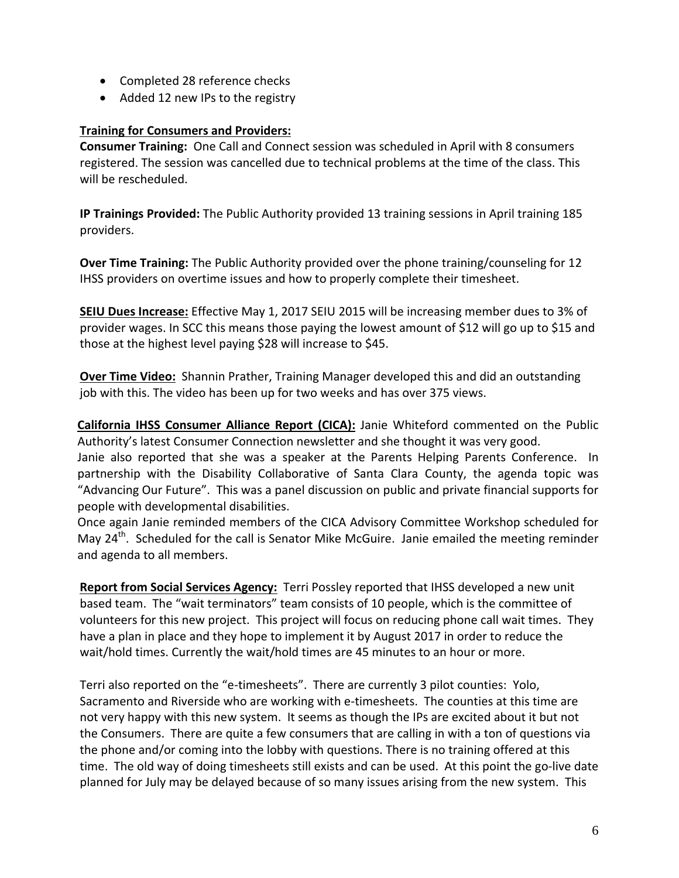- Completed 28 reference checks
- Added 12 new IPs to the registry

**Training for Consumers and Providers:**

**Consumer Training:** One Call and Connect session was scheduled in April with 8 consumers registered. The session was cancelled due to technical problems at the time of the class. This will be rescheduled.

**IP Trainings Provided:** The Public Authority provided 13 training sessions in April training 185 providers.

**Over Time Training:** The Public Authority provided over the phone training/counseling for 12 IHSS providers on overtime issues and how to properly complete their timesheet.

**SEIU Dues Increase:** Effective May 1, 2017 SEIU 2015 will be increasing member dues to 3% of provider wages. In SCC this means those paying the lowest amount of $12 will go up to $15 and those at the highest level paying $28 will increase to $45.

**Over Time Video:** Shannin Prather, Training Manager developed this and did an outstanding job with this. The video has been up for two weeks and has over 375 views.

**California IHSS Consumer Alliance Report (CICA):** Janie Whiteford commented on the Public Authority's latest Consumer Connection newsletter and she thought it was very good.
Janie also reported that she was a speaker at the Parents Helping Parents Conference. In partnership with the Disability Collaborative of Santa Clara County, the agenda topic was "Advancing Our Future". This was a panel discussion on public and private financial supports for people with developmental disabilities.
Once again Janie reminded members of the CICA Advisory Committee Workshop scheduled for May 24th. Scheduled for the call is Senator Mike McGuire. Janie emailed the meeting reminder and agenda to all members.

**Report from Social Services Agency:** Terri Possley reported that IHSS developed a new unit based team. The "wait terminators" team consists of 10 people, which is the committee of volunteers for this new project. This project will focus on reducing phone call wait times. They have a plan in place and they hope to implement it by August 2017 in order to reduce the wait/hold times. Currently the wait/hold times are 45 minutes to an hour or more.

Terri also reported on the "e-timesheets". There are currently 3 pilot counties: Yolo, Sacramento and Riverside who are working with e-timesheets. The counties at this time are not very happy with this new system. It seems as though the IPs are excited about it but not the Consumers. There are quite a few consumers that are calling in with a ton of questions via the phone and/or coming into the lobby with questions. There is no training offered at this time. The old way of doing timesheets still exists and can be used. At this point the go-live date planned for July may be delayed because of so many issues arising from the new system. This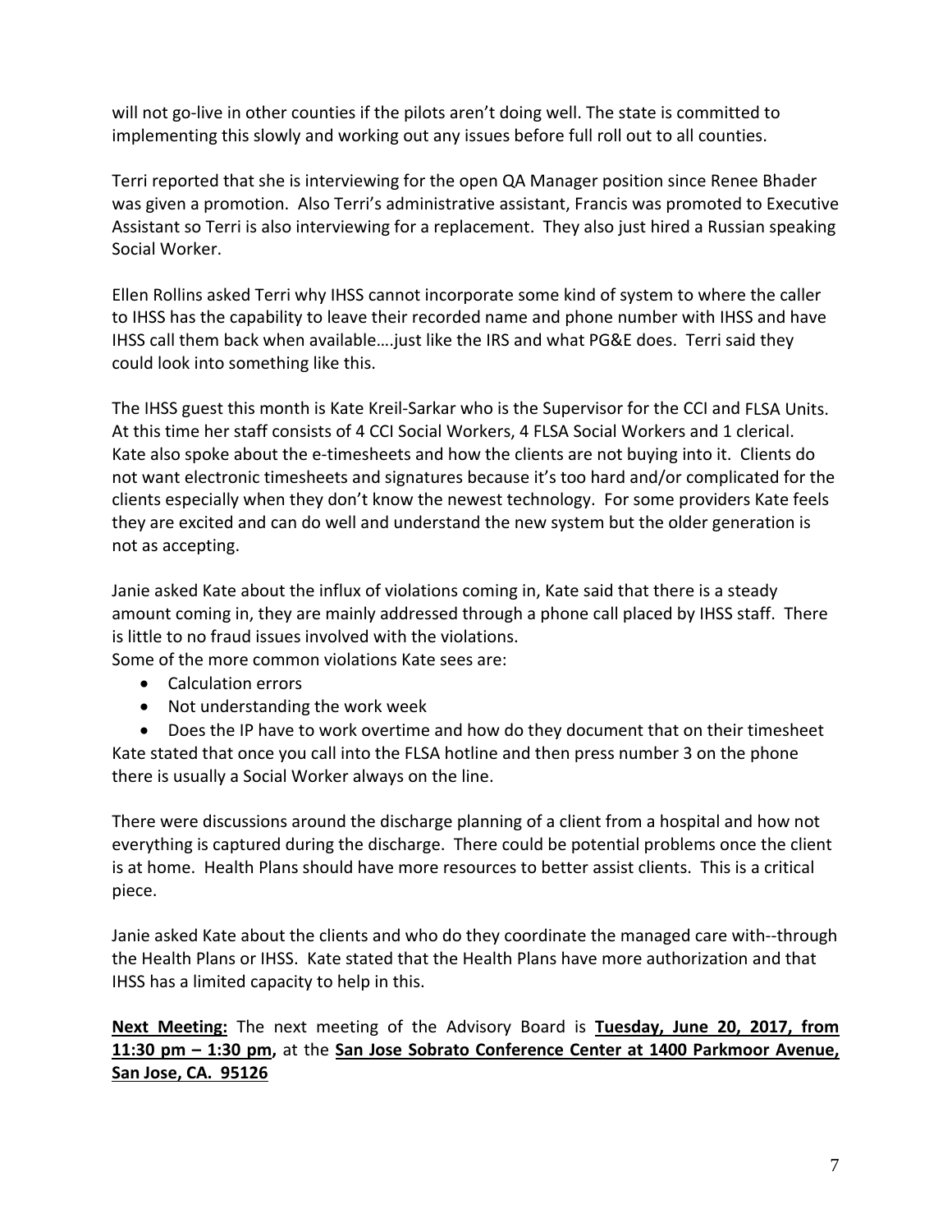will not go-live in other counties if the pilots aren't doing well. The state is committed to implementing this slowly and working out any issues before full roll out to all counties.

Terri reported that she is interviewing for the open QA Manager position since Renee Bhader was given a promotion. Also Terri's administrative assistant, Francis was promoted to Executive Assistant so Terri is also interviewing for a replacement. They also just hired a Russian speaking Social Worker.

Ellen Rollins asked Terri why IHSS cannot incorporate some kind of system to where the caller to IHSS has the capability to leave their recorded name and phone number with IHSS and have IHSS call them back when available….just like the IRS and what PG&E does. Terri said they could look into something like this.

The IHSS guest this month is Kate Kreil-Sarkar who is the Supervisor for the CCI and FLSA Units. At this time her staff consists of 4 CCI Social Workers, 4 FLSA Social Workers and 1 clerical. Kate also spoke about the e-timesheets and how the clients are not buying into it. Clients do not want electronic timesheets and signatures because it's too hard and/or complicated for the clients especially when they don't know the newest technology. For some providers Kate feels they are excited and can do well and understand the new system but the older generation is not as accepting.

Janie asked Kate about the influx of violations coming in, Kate said that there is a steady amount coming in, they are mainly addressed through a phone call placed by IHSS staff. There is little to no fraud issues involved with the violations.
Some of the more common violations Kate sees are:

- Calculation errors
- Not understanding the work week
- Does the IP have to work overtime and how do they document that on their timesheet

Kate stated that once you call into the FLSA hotline and then press number 3 on the phone there is usually a Social Worker always on the line.

There were discussions around the discharge planning of a client from a hospital and how not everything is captured during the discharge. There could be potential problems once the client is at home. Health Plans should have more resources to better assist clients. This is a critical piece.

Janie asked Kate about the clients and who do they coordinate the managed care with--through the Health Plans or IHSS. Kate stated that the Health Plans have more authorization and that IHSS has a limited capacity to help in this.

**Next Meeting:** The next meeting of the Advisory Board is **Tuesday, June 20, 2017, from 11:30 pm – 1:30 pm,** at the **San Jose Sobrato Conference Center at 1400 Parkmoor Avenue, San Jose, CA. 95126**